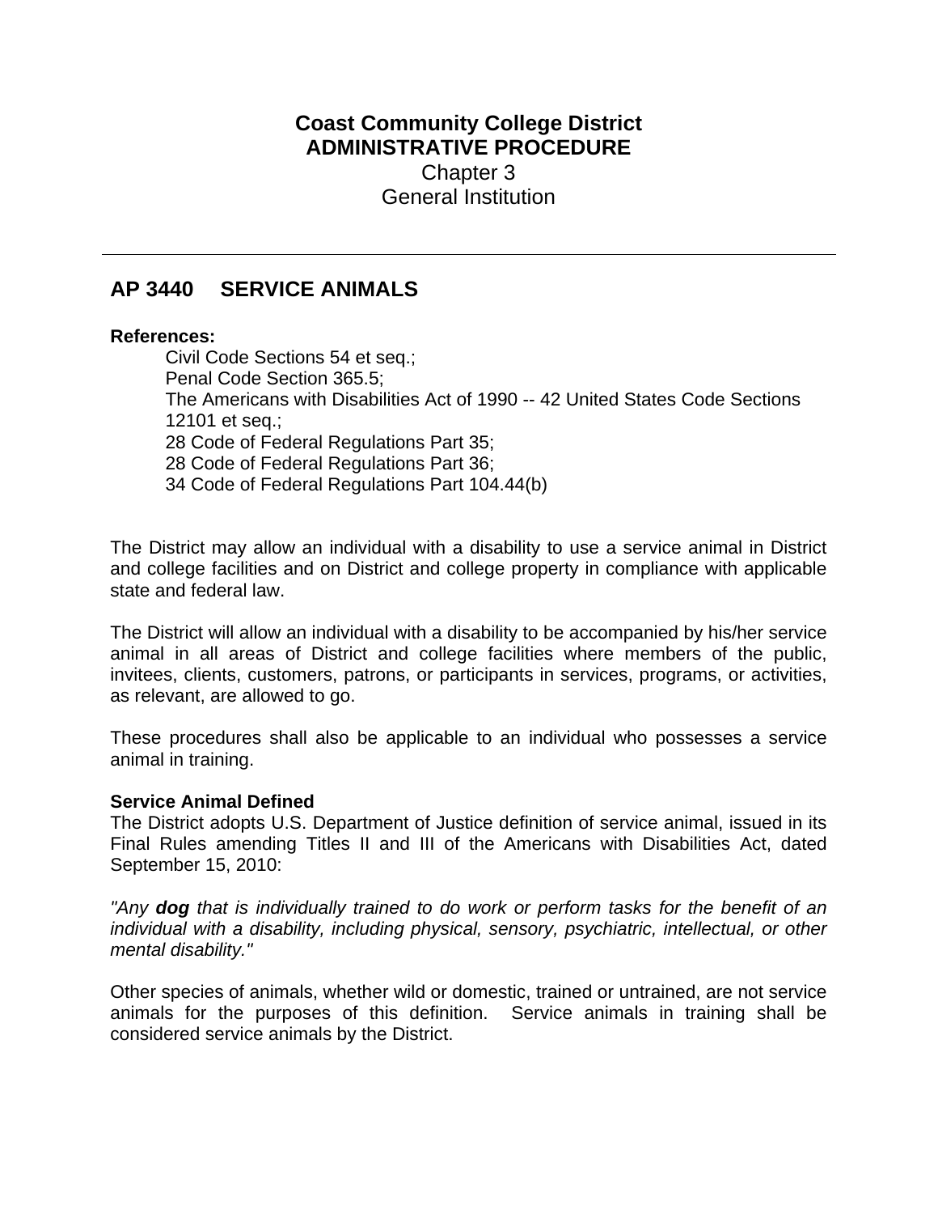**Coast Community College District**
**ADMINISTRATIVE PROCEDURE**
Chapter 3
General Institution

---

# AP 3440 SERVICE ANIMALS

**References:**

Civil Code Sections 54 et seq.;
Penal Code Section 365.5;
The Americans with Disabilities Act of 1990 -- 42 United States Code Sections 12101 et seq.;
28 Code of Federal Regulations Part 35;
28 Code of Federal Regulations Part 36;
34 Code of Federal Regulations Part 104.44(b)

The District may allow an individual with a disability to use a service animal in District and college facilities and on District and college property in compliance with applicable state and federal law.

The District will allow an individual with a disability to be accompanied by his/her service animal in all areas of District and college facilities where members of the public, invitees, clients, customers, patrons, or participants in services, programs, or activities, as relevant, are allowed to go.

These procedures shall also be applicable to an individual who possesses a service animal in training.

**Service Animal Defined**

The District adopts U.S. Department of Justice definition of service animal, issued in its Final Rules amending Titles II and III of the Americans with Disabilities Act, dated September 15, 2010:

*"Any **dog** that is individually trained to do work or perform tasks for the benefit of an individual with a disability, including physical, sensory, psychiatric, intellectual, or other mental disability."*

Other species of animals, whether wild or domestic, trained or untrained, are not service animals for the purposes of this definition. Service animals in training shall be considered service animals by the District.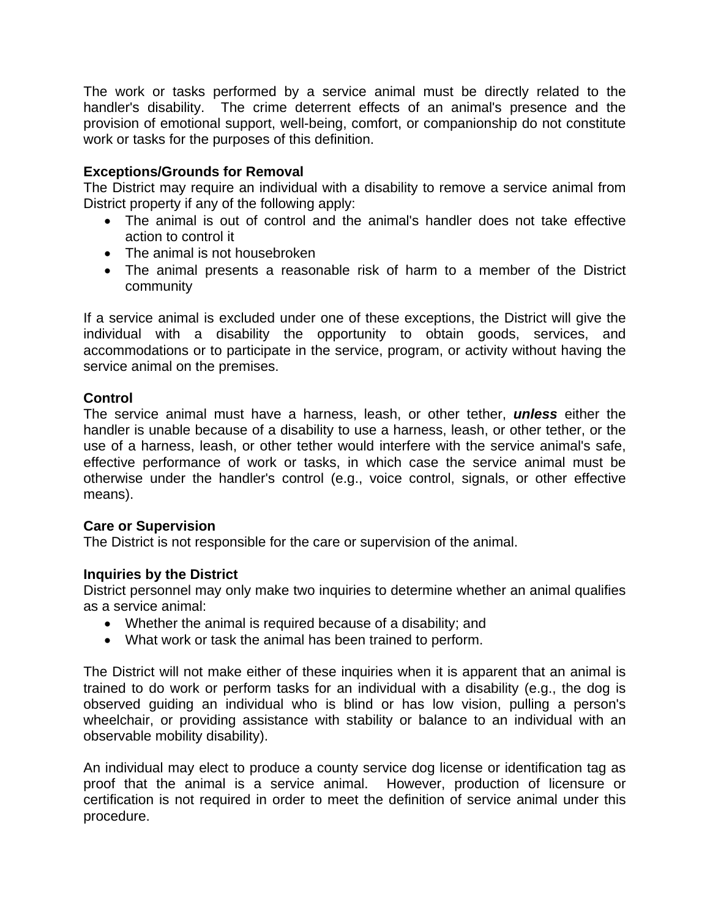The work or tasks performed by a service animal must be directly related to the handler's disability. The crime deterrent effects of an animal's presence and the provision of emotional support, well-being, comfort, or companionship do not constitute work or tasks for the purposes of this definition.

**Exceptions/Grounds for Removal**

The District may require an individual with a disability to remove a service animal from District property if any of the following apply:

- The animal is out of control and the animal's handler does not take effective action to control it
- The animal is not housebroken
- The animal presents a reasonable risk of harm to a member of the District community

If a service animal is excluded under one of these exceptions, the District will give the individual with a disability the opportunity to obtain goods, services, and accommodations or to participate in the service, program, or activity without having the service animal on the premises.

**Control**

The service animal must have a harness, leash, or other tether, ***unless*** either the handler is unable because of a disability to use a harness, leash, or other tether, or the use of a harness, leash, or other tether would interfere with the service animal's safe, effective performance of work or tasks, in which case the service animal must be otherwise under the handler's control (e.g., voice control, signals, or other effective means).

**Care or Supervision**

The District is not responsible for the care or supervision of the animal.

**Inquiries by the District**

District personnel may only make two inquiries to determine whether an animal qualifies as a service animal:

- Whether the animal is required because of a disability; and
- What work or task the animal has been trained to perform.

The District will not make either of these inquiries when it is apparent that an animal is trained to do work or perform tasks for an individual with a disability (e.g., the dog is observed guiding an individual who is blind or has low vision, pulling a person's wheelchair, or providing assistance with stability or balance to an individual with an observable mobility disability).

An individual may elect to produce a county service dog license or identification tag as proof that the animal is a service animal. However, production of licensure or certification is not required in order to meet the definition of service animal under this procedure.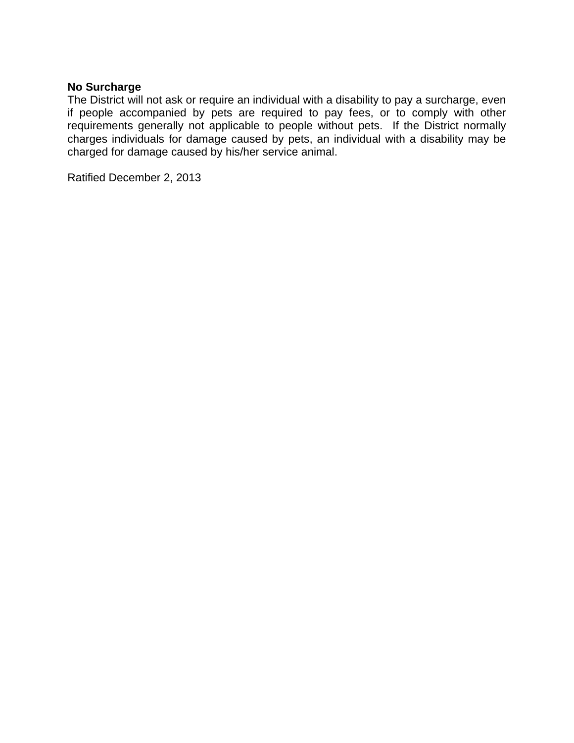**No Surcharge**

The District will not ask or require an individual with a disability to pay a surcharge, even if people accompanied by pets are required to pay fees, or to comply with other requirements generally not applicable to people without pets. If the District normally charges individuals for damage caused by pets, an individual with a disability may be charged for damage caused by his/her service animal.

Ratified December 2, 2013